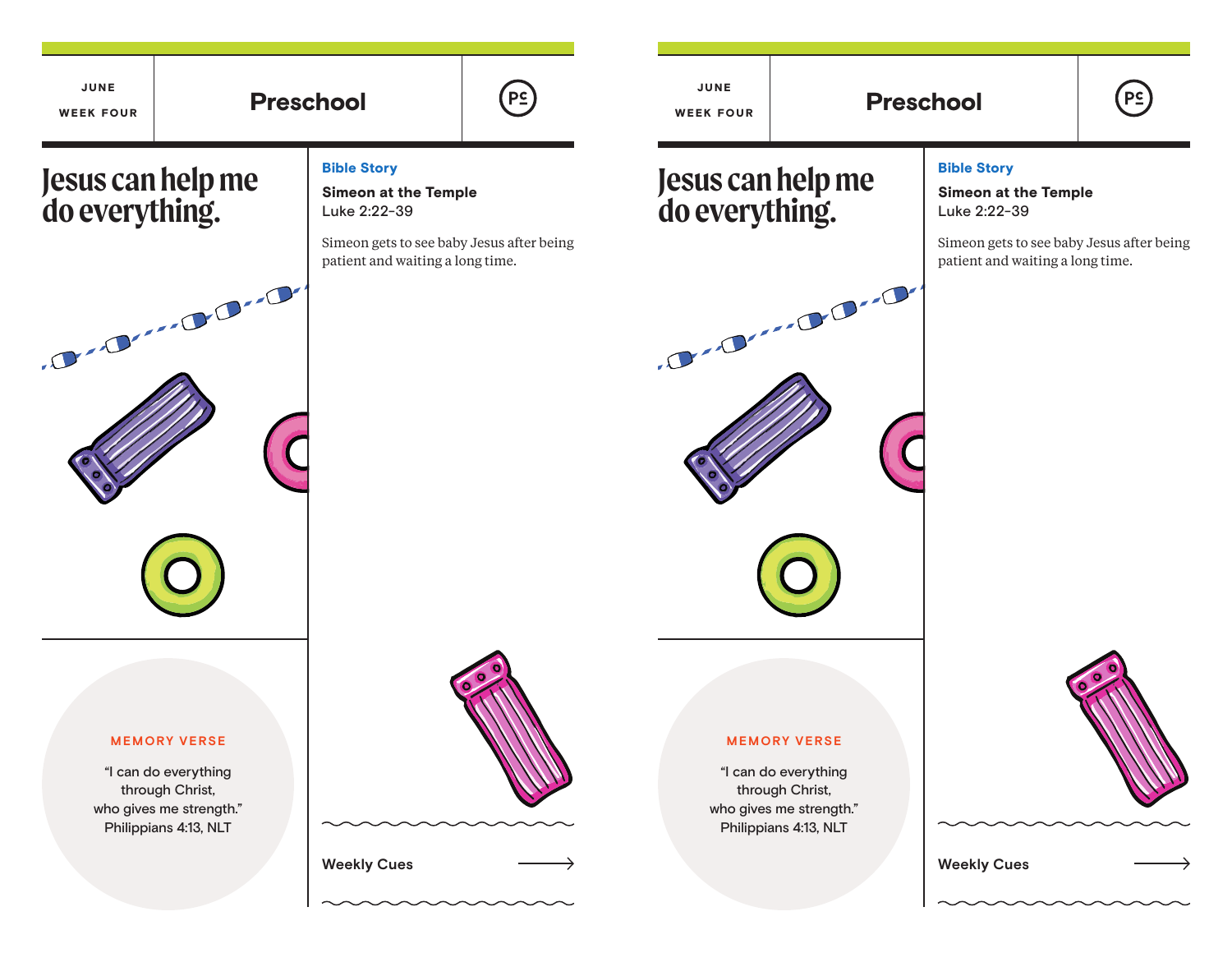JUNE

WEEK FOUR

# Preschool

## Jesus can help me do everything.

**Bible Story**

**Simeon at the Temple**
Luke 2:22-39

Simeon gets to see baby Jesus after being patient and waiting a long time.

MEMORY VERSE

"I can do everything through Christ, who gives me strength."
Philippians 4:13, NLT

Weekly Cues

---

JUNE

WEEK FOUR

# Preschool

## Jesus can help me do everything.

**Bible Story**

**Simeon at the Temple**
Luke 2:22-39

Simeon gets to see baby Jesus after being patient and waiting a long time.

MEMORY VERSE

"I can do everything through Christ, who gives me strength."
Philippians 4:13, NLT

Weekly Cues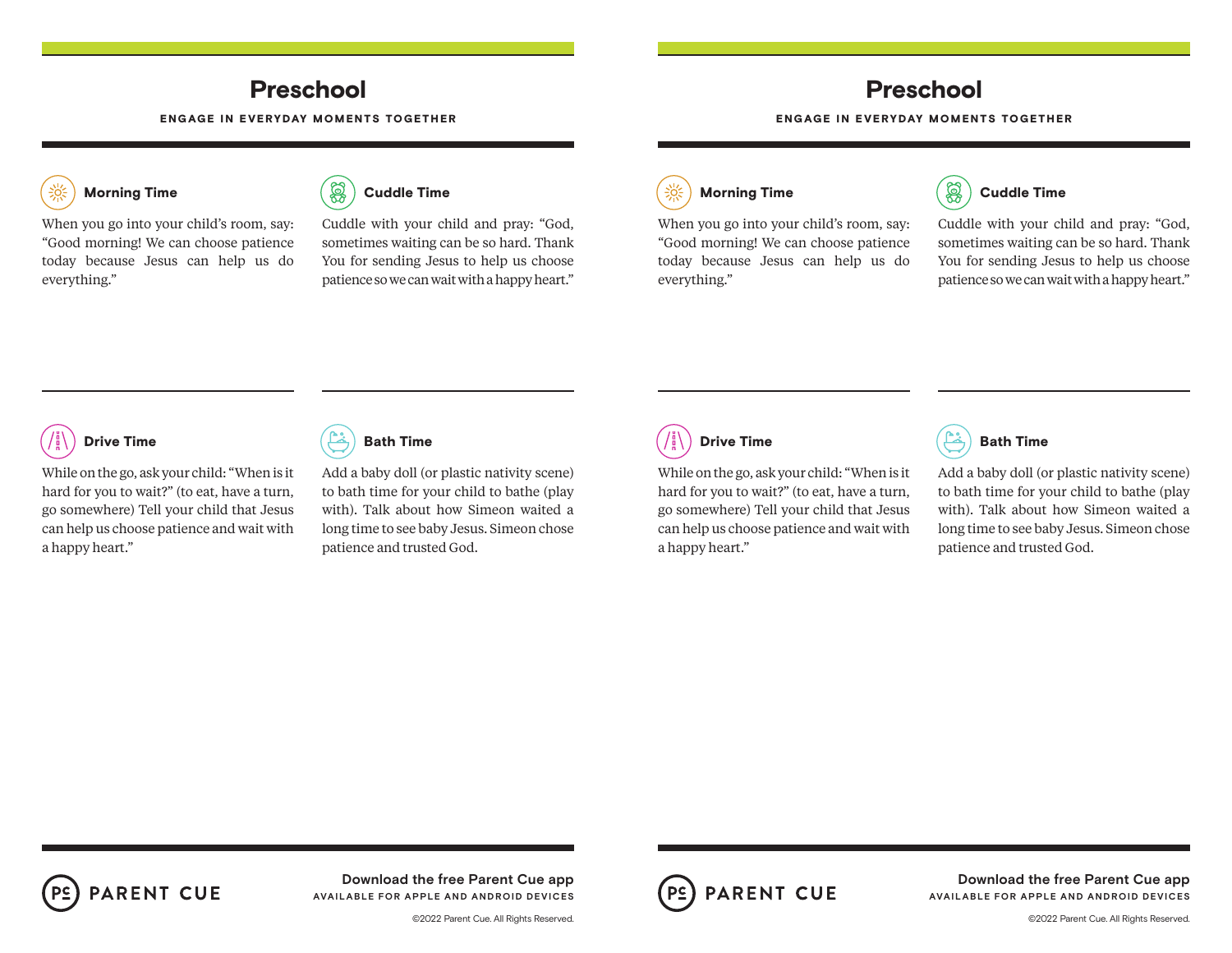# Preschool

**ENGAGE IN EVERYDAY MOMENTS TOGETHER**

### Morning Time

When you go into your child's room, say: "Good morning! We can choose patience today because Jesus can help us do everything."

### Cuddle Time

Cuddle with your child and pray: "God, sometimes waiting can be so hard. Thank You for sending Jesus to help us choose patience so we can wait with a happy heart."

### Drive Time

While on the go, ask your child: "When is it hard for you to wait?" (to eat, have a turn, go somewhere) Tell your child that Jesus can help us choose patience and wait with a happy heart."

### Bath Time

Add a baby doll (or plastic nativity scene) to bath time for your child to bathe (play with). Talk about how Simeon waited a long time to see baby Jesus. Simeon chose patience and trusted God.

PARENT CUE

**Download the free Parent Cue app**

AVAILABLE FOR APPLE AND ANDROID DEVICES

©2022 Parent Cue. All Rights Reserved.

# Preschool

**ENGAGE IN EVERYDAY MOMENTS TOGETHER**

### Morning Time

When you go into your child's room, say: "Good morning! We can choose patience today because Jesus can help us do everything."

### Cuddle Time

Cuddle with your child and pray: "God, sometimes waiting can be so hard. Thank You for sending Jesus to help us choose patience so we can wait with a happy heart."

### Drive Time

While on the go, ask your child: "When is it hard for you to wait?" (to eat, have a turn, go somewhere) Tell your child that Jesus can help us choose patience and wait with a happy heart."

### Bath Time

Add a baby doll (or plastic nativity scene) to bath time for your child to bathe (play with). Talk about how Simeon waited a long time to see baby Jesus. Simeon chose patience and trusted God.

PARENT CUE

**Download the free Parent Cue app**

AVAILABLE FOR APPLE AND ANDROID DEVICES

©2022 Parent Cue. All Rights Reserved.